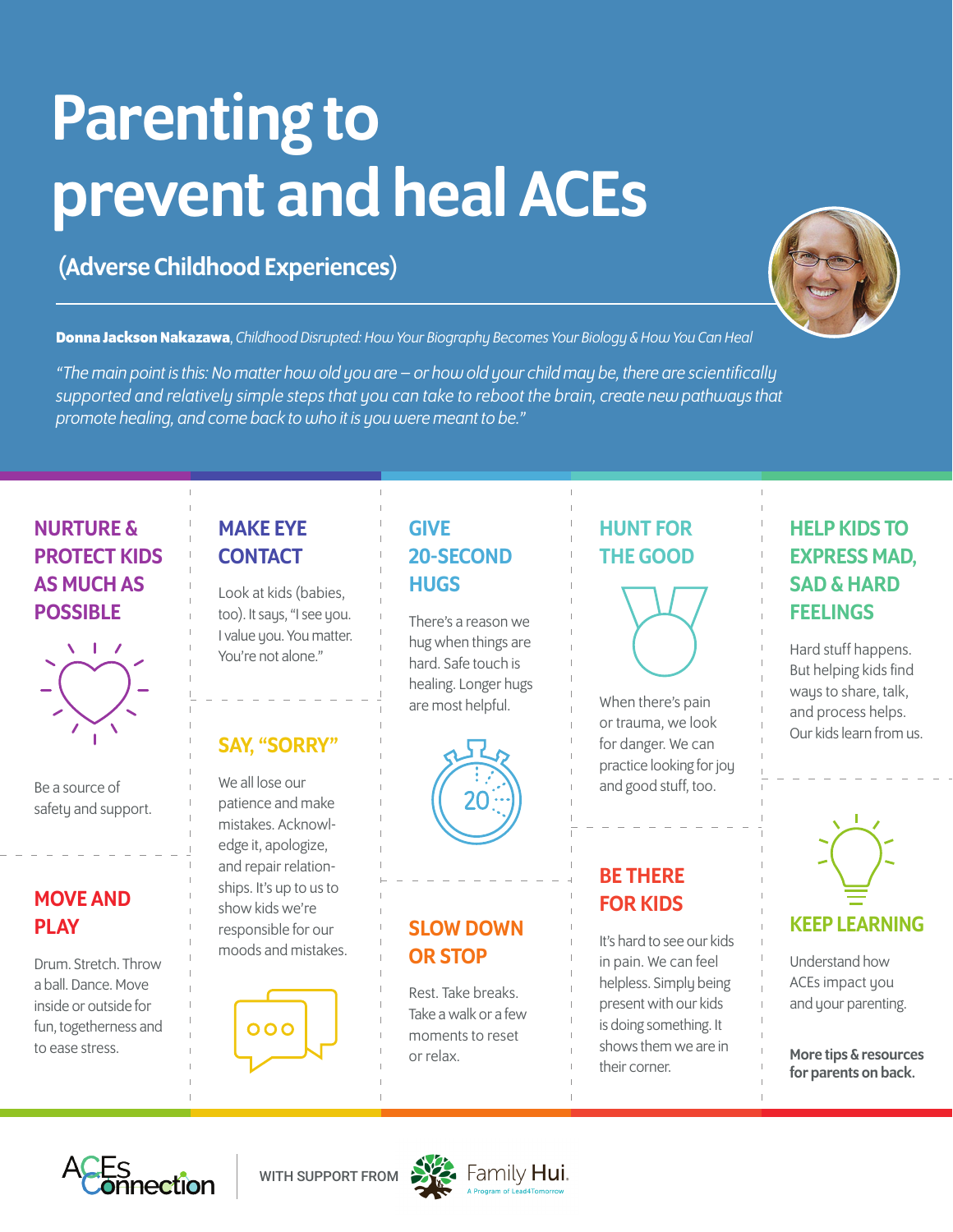# Parenting to prevent and heal ACEs

## (Adverse Childhood Experiences)

**Donna Jackson Nakazawa**, *Childhood Disrupted: How Your Biography Becomes Your Biology & How You Can Heal*

*"The main point is this: No matter how old you are – or how old your child may be, there are scientifically supported and relatively simple steps that you can take to reboot the brain, create new pathways that promote healing, and come back to who it is you were meant to be."*

### NURTURE & PROTECT KIDS AS MUCH AS POSSIBLE

Be a source of safety and support.

### MOVE AND PLAY

Drum. Stretch. Throw a ball. Dance. Move inside or outside for fun, togetherness and to ease stress.

### MAKE EYE CONTACT

Look at kids (babies, too). It says, "I see you. I value you. You matter. You're not alone."

### SAY, "SORRY"

We all lose our patience and make mistakes. Acknowledge it, apologize, and repair relationships. It's up to us to show kids we're responsible for our moods and mistakes.

### GIVE 20-SECOND HUGS

There's a reason we hug when things are hard. Safe touch is healing. Longer hugs are most helpful.

### SLOW DOWN OR STOP

Rest. Take breaks. Take a walk or a few moments to reset or relax.

### HUNT FOR THE GOOD

When there's pain or trauma, we look for danger. We can practice looking for joy and good stuff, too.

### BE THERE FOR KIDS

It's hard to see our kids in pain. We can feel helpless. Simply being present with our kids is doing something. It shows them we are in their corner.

### HELP KIDS TO EXPRESS MAD, SAD & HARD FEELINGS

Hard stuff happens. But helping kids find ways to share, talk, and process helps. Our kids learn from us.

### KEEP LEARNING

Understand how ACEs impact you and your parenting.

**More tips & resources for parents on back.**

ACEs Connection WITH SUPPORT FROM Family Hui. A Program of Lead4Tomorrow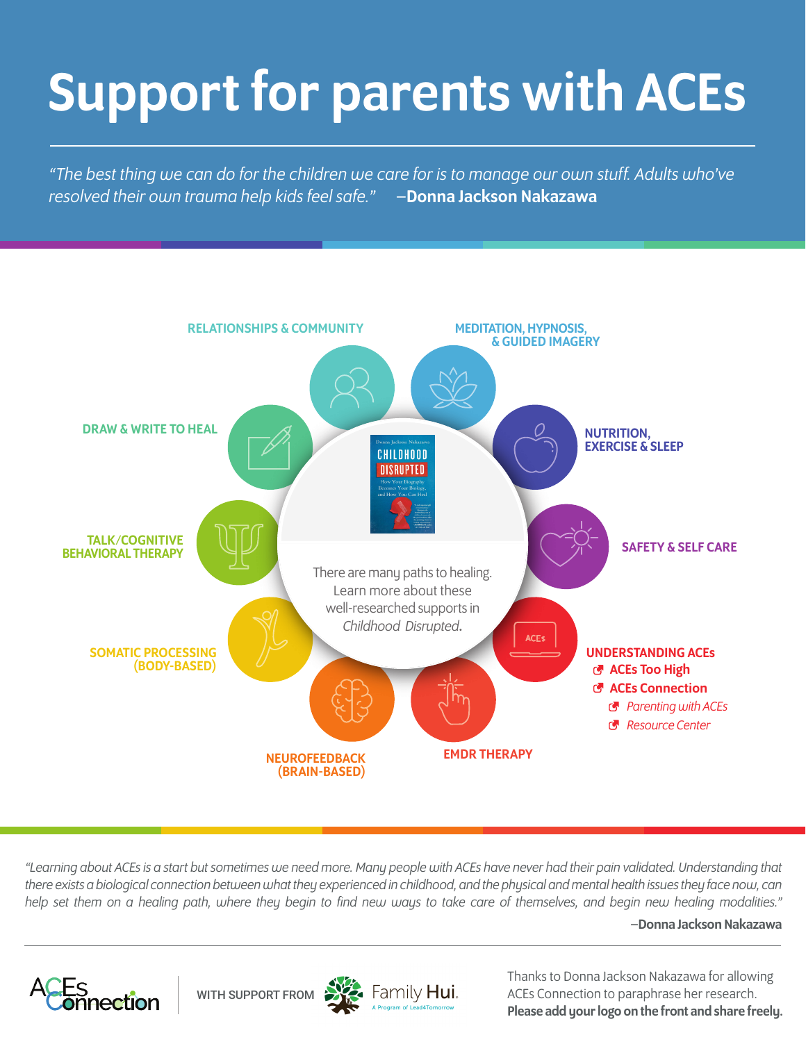# Support for parents with ACEs

*"The best thing we can do for the children we care for is to manage our own stuff. Adults who've resolved their own trauma help kids feel safe."* **–Donna Jackson Nakazawa**

RELATIONSHIPS & COMMUNITY

MEDITATION, HYPNOSIS, & GUIDED IMAGERY

NUTRITION, EXERCISE & SLEEP

SAFETY & SELF CARE

UNDERSTANDING ACEs

- **ACEs Too High**
- **ACEs Connection**
  - *Parenting with ACEs*
  - *Resource Center*

EMDR THERAPY

NEUROFEEDBACK (BRAIN-BASED)

SOMATIC PROCESSING (BODY-BASED)

TALK/COGNITIVE BEHAVIORAL THERAPY

DRAW & WRITE TO HEAL

Donna Jackson Nakazawa
CHILDHOOD DISRUPTED
How Your Biography Becomes Your Biology, and How You Can Heal

There are many paths to healing. Learn more about these well-researched supports in *Childhood Disrupted*.

*"Learning about ACEs is a start but sometimes we need more. Many people with ACEs have never had their pain validated. Understanding that there exists a biological connection between what they experienced in childhood, and the physical and mental health issues they face now, can help set them on a healing path, where they begin to find new ways to take care of themselves, and begin new healing modalities."*

**–Donna Jackson Nakazawa**

ACEs Connection

WITH SUPPORT FROM Family Hui. A Program of Lead4Tomorrow

Thanks to Donna Jackson Nakazawa for allowing ACEs Connection to paraphrase her research.
**Please add your logo on the front and share freely.**